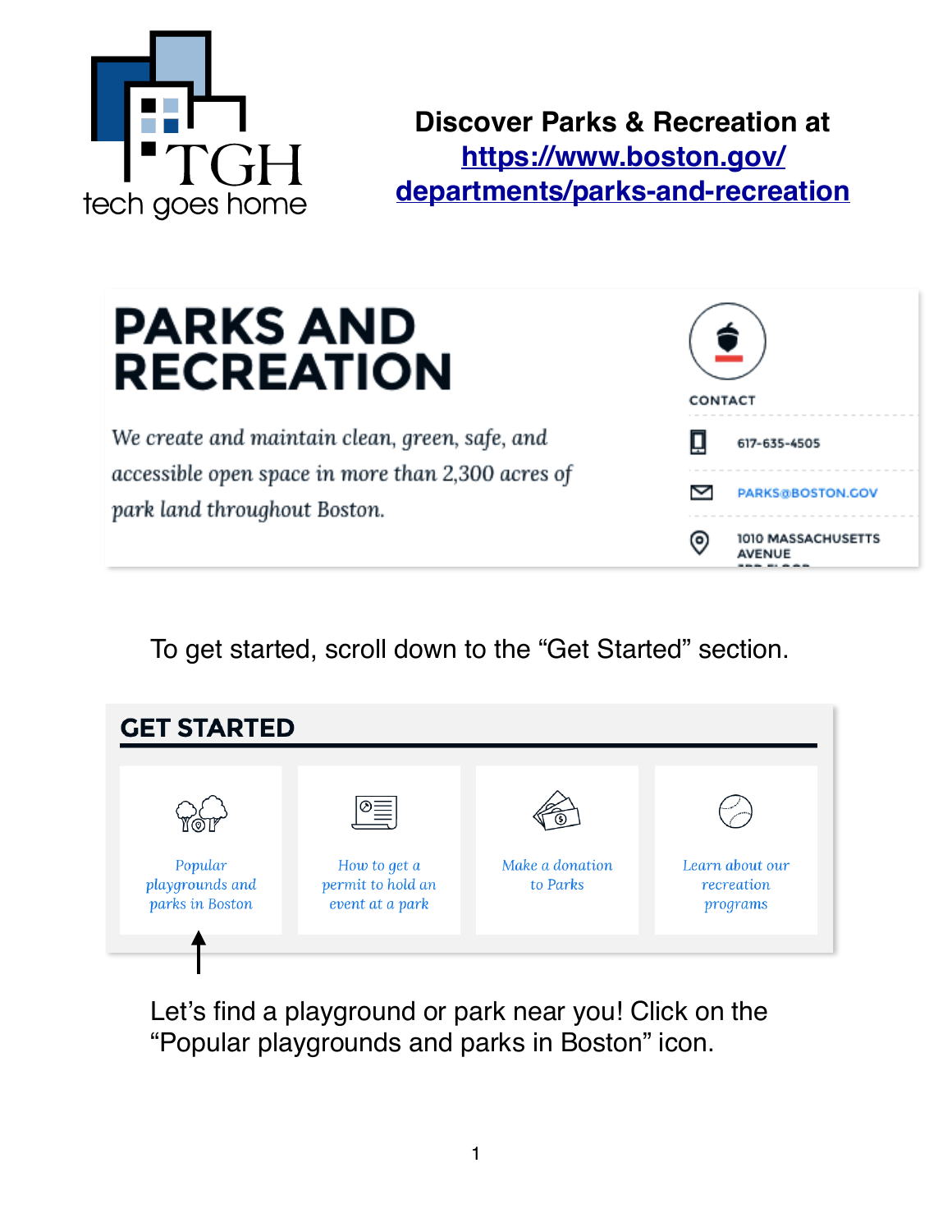tech goes home

# Discover Parks & Recreation at [https://www.boston.gov/departments/parks-and-recreation](https://www.boston.gov/departments/parks-and-recreation)

## PARKS AND RECREATION

*We create and maintain clean, green, safe, and accessible open space in more than 2,300 acres of park land throughout Boston.*

CONTACT

617-635-4505

PARKS@BOSTON.GOV

1010 MASSACHUSETTS AVENUE

To get started, scroll down to the "Get Started" section.

## GET STARTED

- *Popular playgrounds and parks in Boston*
- *How to get a permit to hold an event at a park*
- *Make a donation to Parks*
- *Learn about our recreation programs*

Let's find a playground or park near you! Click on the "Popular playgrounds and parks in Boston" icon.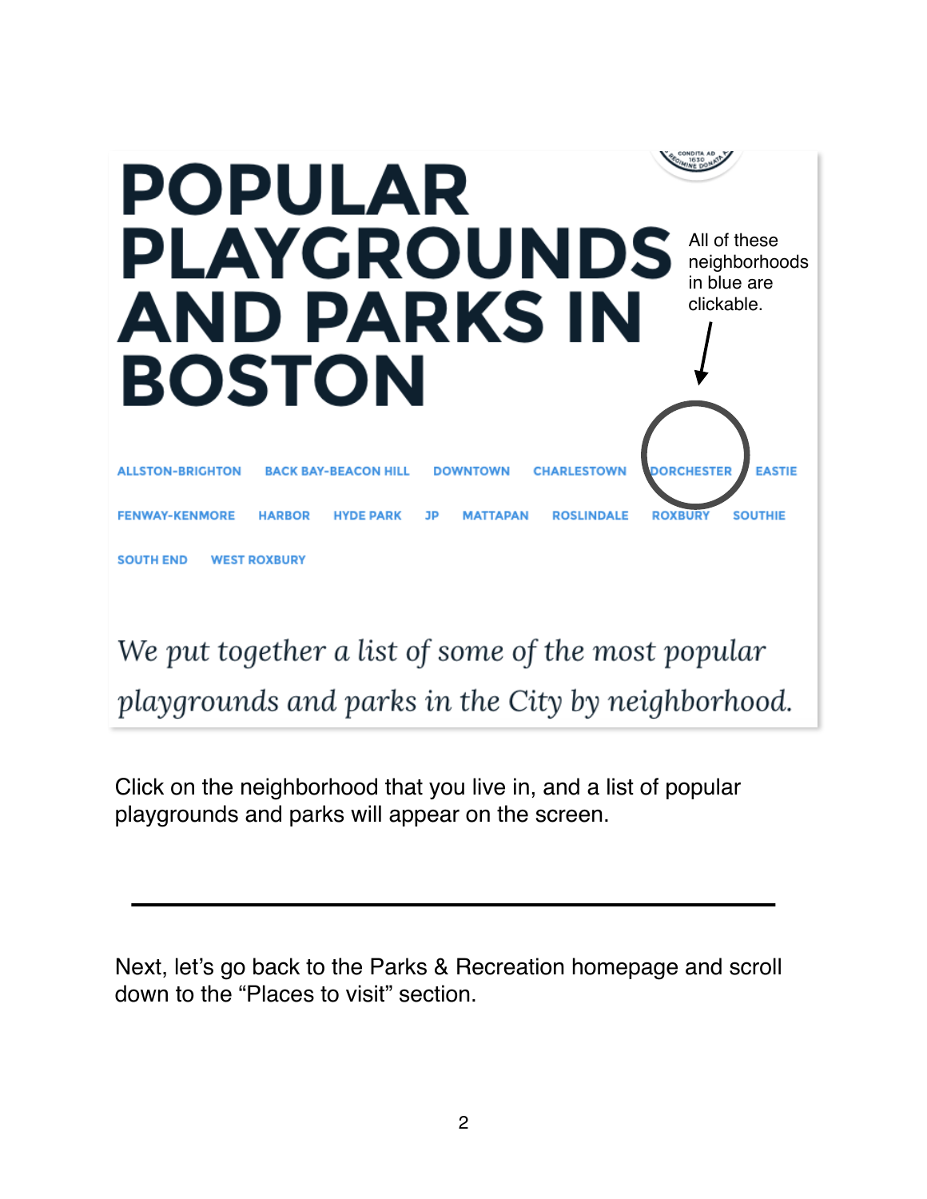# POPULAR PLAYGROUNDS AND PARKS IN BOSTON

All of these neighborhoods in blue are clickable.

ALLSTON-BRIGHTON BACK BAY-BEACON HILL DOWNTOWN CHARLESTOWN DORCHESTER EASTIE

FENWAY-KENMORE HARBOR HYDE PARK JP MATTAPAN ROSLINDALE ROXBURY SOUTHIE

SOUTH END WEST ROXBURY

*We put together a list of some of the most popular playgrounds and parks in the City by neighborhood.*

Click on the neighborhood that you live in, and a list of popular playgrounds and parks will appear on the screen.

---

Next, let's go back to the Parks & Recreation homepage and scroll down to the "Places to visit" section.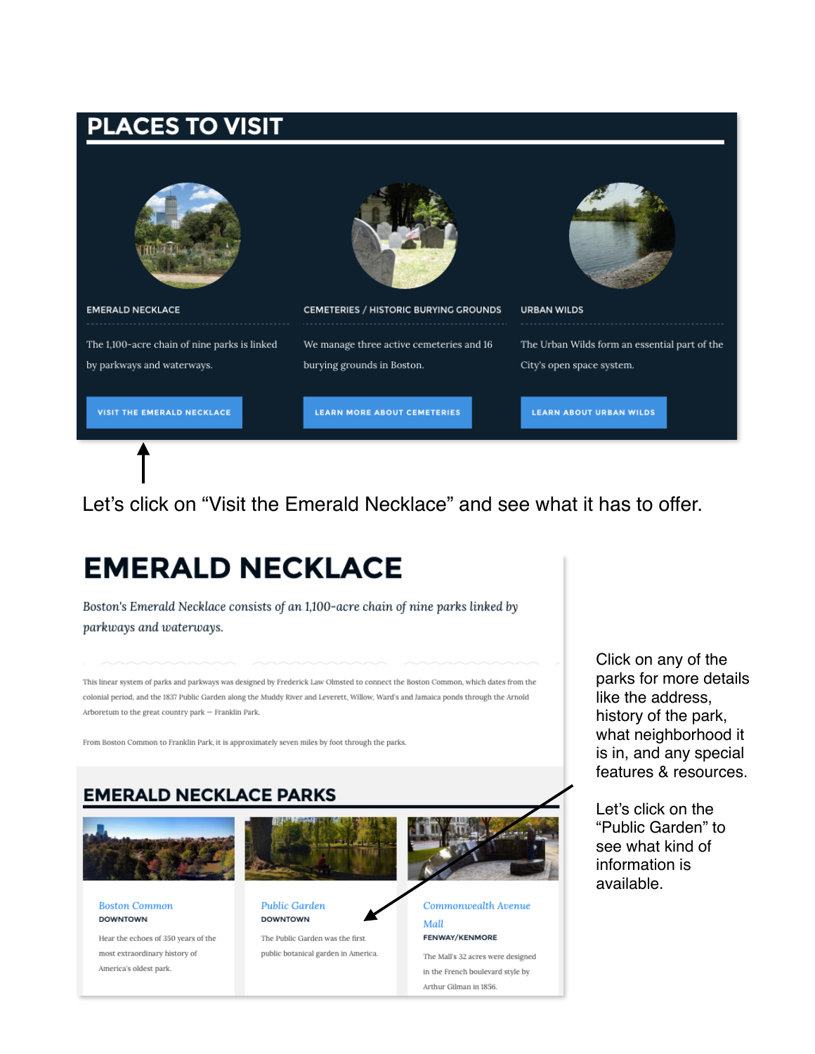## PLACES TO VISIT

**EMERALD NECKLACE**

The 1,100-acre chain of nine parks is linked by parkways and waterways.

VISIT THE EMERALD NECKLACE

**CEMETERIES / HISTORIC BURYING GROUNDS**

We manage three active cemeteries and 16 burying grounds in Boston.

LEARN MORE ABOUT CEMETERIES

**URBAN WILDS**

The Urban Wilds form an essential part of the City's open space system.

LEARN ABOUT URBAN WILDS

Let's click on "Visit the Emerald Necklace" and see what it has to offer.

# EMERALD NECKLACE

*Boston's Emerald Necklace consists of an 1,100-acre chain of nine parks linked by parkways and waterways.*

This linear system of parks and parkways was designed by Frederick Law Olmsted to connect the Boston Common, which dates from the colonial period, and the 1837 Public Garden along the Muddy River and Leverett, Willow, Ward's and Jamaica ponds through the Arnold Arboretum to the great country park — Franklin Park.

From Boston Common to Franklin Park, it is approximately seven miles by foot through the parks.

## EMERALD NECKLACE PARKS

**Boston Common**
DOWNTOWN
Hear the echoes of 350 years of the most extraordinary history of America's oldest park.

**Public Garden**
DOWNTOWN
The Public Garden was the first public botanical garden in America.

**Commonwealth Avenue Mall**
FENWAY/KENMORE
The Mall's 32 acres were designed in the French boulevard style by Arthur Gilman in 1856.

Click on any of the parks for more details like the address, history of the park, what neighborhood it is in, and any special features & resources.

Let's click on the "Public Garden" to see what kind of information is available.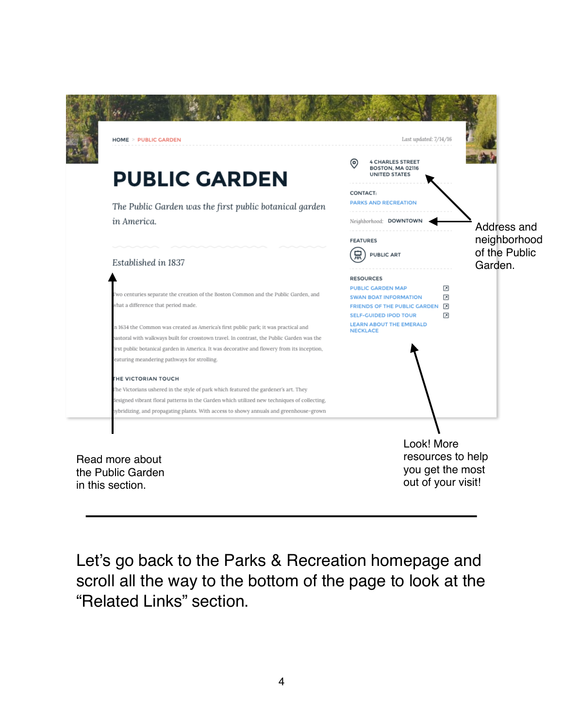HOME > PUBLIC GARDEN

Last updated: 7/14/16

# PUBLIC GARDEN

*The Public Garden was the first public botanical garden in America.*

*Established in 1837*

Two centuries separate the creation of the Boston Common and the Public Garden, and what a difference that period made.

In 1634 the Common was created as America's first public park; it was practical and pastoral with walkways built for crosstown travel. In contrast, the Public Garden was the first public botanical garden in America. It was decorative and flowery from its inception, featuring meandering pathways for strolling.

THE VICTORIAN TOUCH

The Victorians ushered in the style of park which featured the gardener's art. They designed vibrant floral patterns in the Garden which utilized new techniques of collecting, hybridizing, and propagating plants. With access to showy annuals and greenhouse-grown

4 CHARLES STREET
BOSTON, MA 02116
UNITED STATES

CONTACT:
PARKS AND RECREATION

Neighborhood: DOWNTOWN

FEATURES
PUBLIC ART

RESOURCES
- PUBLIC GARDEN MAP
- SWAN BOAT INFORMATION
- FRIENDS OF THE PUBLIC GARDEN
- SELF-GUIDED IPOD TOUR
- LEARN ABOUT THE EMERALD NECKLACE

Address and neighborhood of the Public Garden.

Read more about the Public Garden in this section.

Look! More resources to help you get the most out of your visit!

---

Let's go back to the Parks & Recreation homepage and scroll all the way to the bottom of the page to look at the "Related Links" section.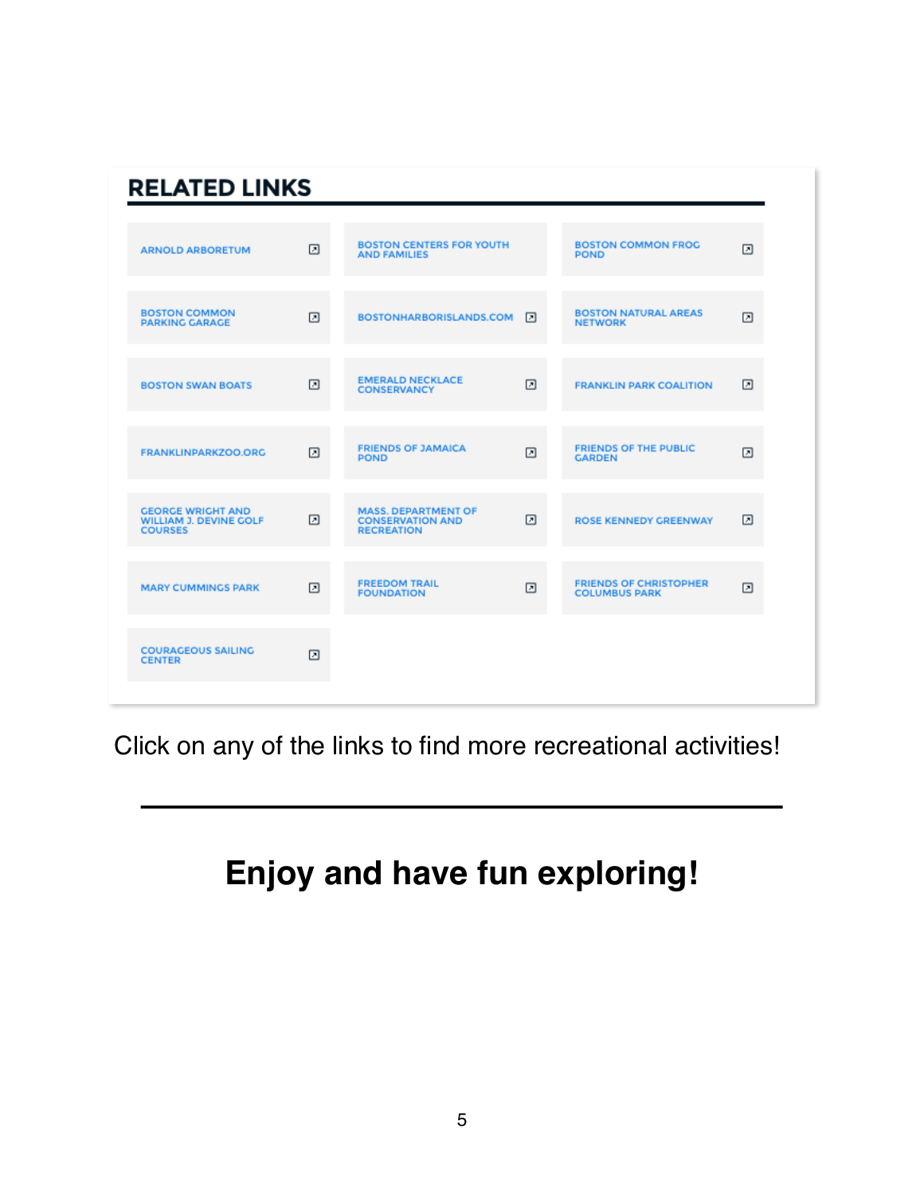## RELATED LINKS

- ARNOLD ARBORETUM
- BOSTON CENTERS FOR YOUTH AND FAMILIES
- BOSTON COMMON FROG POND
- BOSTON COMMON PARKING GARAGE
- BOSTONHARBORISLANDS.COM
- BOSTON NATURAL AREAS NETWORK
- BOSTON SWAN BOATS
- EMERALD NECKLACE CONSERVANCY
- FRANKLIN PARK COALITION
- FRANKLINPARKZOO.ORG
- FRIENDS OF JAMAICA POND
- FRIENDS OF THE PUBLIC GARDEN
- GEORGE WRIGHT AND WILLIAM J. DEVINE GOLF COURSES
- MASS. DEPARTMENT OF CONSERVATION AND RECREATION
- ROSE KENNEDY GREENWAY
- MARY CUMMINGS PARK
- FREEDOM TRAIL FOUNDATION
- FRIENDS OF CHRISTOPHER COLUMBUS PARK
- COURAGEOUS SAILING CENTER

Click on any of the links to find more recreational activities!

---

# Enjoy and have fun exploring!